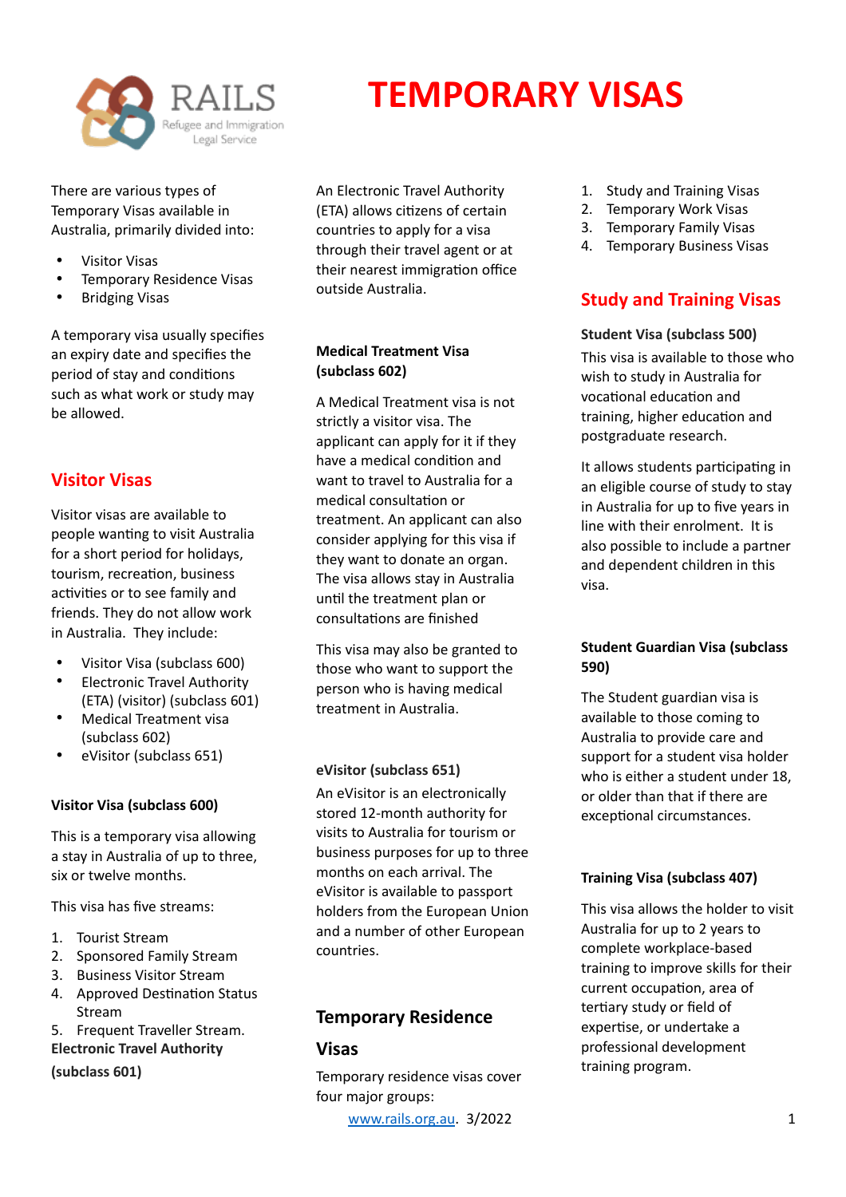RAILS
Refugee and Immigration Legal Service

# TEMPORARY VISAS

There are various types of Temporary Visas available in Australia, primarily divided into:

- Visitor Visas
- Temporary Residence Visas
- Bridging Visas

A temporary visa usually specifies an expiry date and specifies the period of stay and conditions such as what work or study may be allowed.

## Visitor Visas

Visitor visas are available to people wanting to visit Australia for a short period for holidays, tourism, recreation, business activities or to see family and friends. They do not allow work in Australia. They include:

- Visitor Visa (subclass 600)
- Electronic Travel Authority (ETA) (visitor) (subclass 601)
- Medical Treatment visa (subclass 602)
- eVisitor (subclass 651)

### Visitor Visa (subclass 600)

This is a temporary visa allowing a stay in Australia of up to three, six or twelve months.

This visa has five streams:

1. Tourist Stream
2. Sponsored Family Stream
3. Business Visitor Stream
4. Approved Destination Status Stream
5. Frequent Traveller Stream.

### Electronic Travel Authority (subclass 601)

An Electronic Travel Authority (ETA) allows citizens of certain countries to apply for a visa through their travel agent or at their nearest immigration office outside Australia.

### Medical Treatment Visa (subclass 602)

A Medical Treatment visa is not strictly a visitor visa. The applicant can apply for it if they have a medical condition and want to travel to Australia for a medical consultation or treatment. An applicant can also consider applying for this visa if they want to donate an organ. The visa allows stay in Australia until the treatment plan or consultations are finished

This visa may also be granted to those who want to support the person who is having medical treatment in Australia.

### eVisitor (subclass 651)

An eVisitor is an electronically stored 12-month authority for visits to Australia for tourism or business purposes for up to three months on each arrival. The eVisitor is available to passport holders from the European Union and a number of other European countries.

## Temporary Residence Visas

Temporary residence visas cover four major groups:

1. Study and Training Visas
2. Temporary Work Visas
3. Temporary Family Visas
4. Temporary Business Visas

## Study and Training Visas

### Student Visa (subclass 500)

This visa is available to those who wish to study in Australia for vocational education and training, higher education and postgraduate research.

It allows students participating in an eligible course of study to stay in Australia for up to five years in line with their enrolment. It is also possible to include a partner and dependent children in this visa.

### Student Guardian Visa (subclass 590)

The Student guardian visa is available to those coming to Australia to provide care and support for a student visa holder who is either a student under 18, or older than that if there are exceptional circumstances.

### Training Visa (subclass 407)

This visa allows the holder to visit Australia for up to 2 years to complete workplace-based training to improve skills for their current occupation, area of tertiary study or field of expertise, or undertake a professional development training program.

www.rails.org.au. 3/2022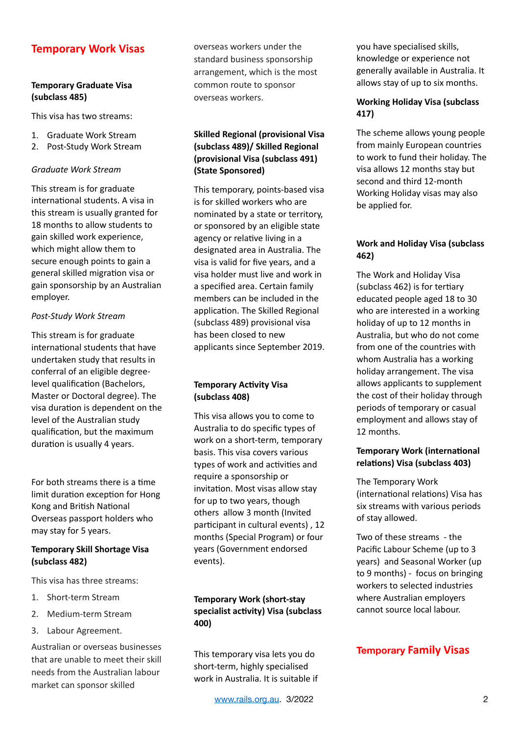## Temporary Work Visas

### Temporary Graduate Visa (subclass 485)

This visa has two streams:

1. Graduate Work Stream
2. Post-Study Work Stream

*Graduate Work Stream*

This stream is for graduate international students. A visa in this stream is usually granted for 18 months to allow students to gain skilled work experience, which might allow them to secure enough points to gain a general skilled migration visa or gain sponsorship by an Australian employer.

*Post-Study Work Stream*

This stream is for graduate international students that have undertaken study that results in conferral of an eligible degree-level qualification (Bachelors, Master or Doctoral degree). The visa duration is dependent on the level of the Australian study qualification, but the maximum duration is usually 4 years.

For both streams there is a time limit duration exception for Hong Kong and British National Overseas passport holders who may stay for 5 years.

### Temporary Skill Shortage Visa (subclass 482)

This visa has three streams:

1. Short-term Stream
2. Medium-term Stream
3. Labour Agreement.

Australian or overseas businesses that are unable to meet their skill needs from the Australian labour market can sponsor skilled overseas workers under the standard business sponsorship arrangement, which is the most common route to sponsor overseas workers.

### Skilled Regional (provisional Visa (subclass 489)/ Skilled Regional (provisional Visa (subclass 491) (State Sponsored)

This temporary, points-based visa is for skilled workers who are nominated by a state or territory, or sponsored by an eligible state agency or relative living in a designated area in Australia. The visa is valid for five years, and a visa holder must live and work in a specified area. Certain family members can be included in the application. The Skilled Regional (subclass 489) provisional visa has been closed to new applicants since September 2019.

### Temporary Activity Visa (subclass 408)

This visa allows you to come to Australia to do specific types of work on a short-term, temporary basis. This visa covers various types of work and activities and require a sponsorship or invitation. Most visas allow stay for up to two years, though others allow 3 month (Invited participant in cultural events) , 12 months (Special Program) or four years (Government endorsed events).

### Temporary Work (short-stay specialist activity) Visa (subclass 400)

This temporary visa lets you do short-term, highly specialised work in Australia. It is suitable if you have specialised skills, knowledge or experience not generally available in Australia. It allows stay of up to six months.

### Working Holiday Visa (subclass 417)

The scheme allows young people from mainly European countries to work to fund their holiday. The visa allows 12 months stay but second and third 12-month Working Holiday visas may also be applied for.

### Work and Holiday Visa (subclass 462)

The Work and Holiday Visa (subclass 462) is for tertiary educated people aged 18 to 30 who are interested in a working holiday of up to 12 months in Australia, but who do not come from one of the countries with whom Australia has a working holiday arrangement. The visa allows applicants to supplement the cost of their holiday through periods of temporary or casual employment and allows stay of 12 months.

### Temporary Work (international relations) Visa (subclass 403)

The Temporary Work (international relations) Visa has six streams with various periods of stay allowed.

Two of these streams - the Pacific Labour Scheme (up to 3 years) and Seasonal Worker (up to 9 months) - focus on bringing workers to selected industries where Australian employers cannot source local labour.

## Temporary Family Visas

www.rails.org.au. 3/2022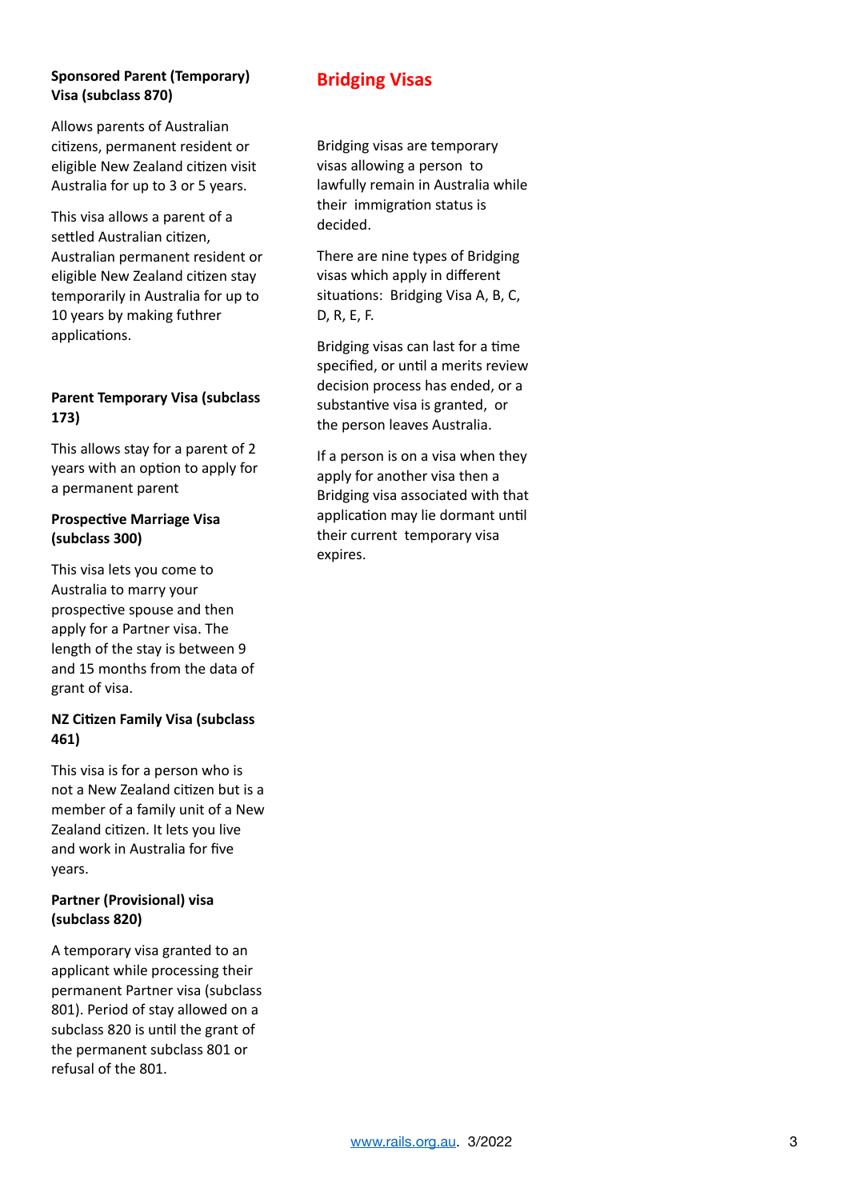**Sponsored Parent (Temporary) Visa (subclass 870)**

Allows parents of Australian citizens, permanent resident or eligible New Zealand citizen visit Australia for up to 3 or 5 years.

This visa allows a parent of a settled Australian citizen, Australian permanent resident or eligible New Zealand citizen stay temporarily in Australia for up to 10 years by making futhrer applications.

**Parent Temporary Visa (subclass 173)**

This allows stay for a parent of 2 years with an option to apply for a permanent parent

**Prospective Marriage Visa (subclass 300)**

This visa lets you come to Australia to marry your prospective spouse and then apply for a Partner visa. The length of the stay is between 9 and 15 months from the data of grant of visa.

**NZ Citizen Family Visa (subclass 461)**

This visa is for a person who is not a New Zealand citizen but is a member of a family unit of a New Zealand citizen. It lets you live and work in Australia for five years.

**Partner (Provisional) visa (subclass 820)**

A temporary visa granted to an applicant while processing their permanent Partner visa (subclass 801). Period of stay allowed on a subclass 820 is until the grant of the permanent subclass 801 or refusal of the 801.

## Bridging Visas

Bridging visas are temporary visas allowing a person to lawfully remain in Australia while their immigration status is decided.

There are nine types of Bridging visas which apply in different situations: Bridging Visa A, B, C, D, R, E, F.

Bridging visas can last for a time specified, or until a merits review decision process has ended, or a substantive visa is granted, or the person leaves Australia.

If a person is on a visa when they apply for another visa then a Bridging visa associated with that application may lie dormant until their current temporary visa expires.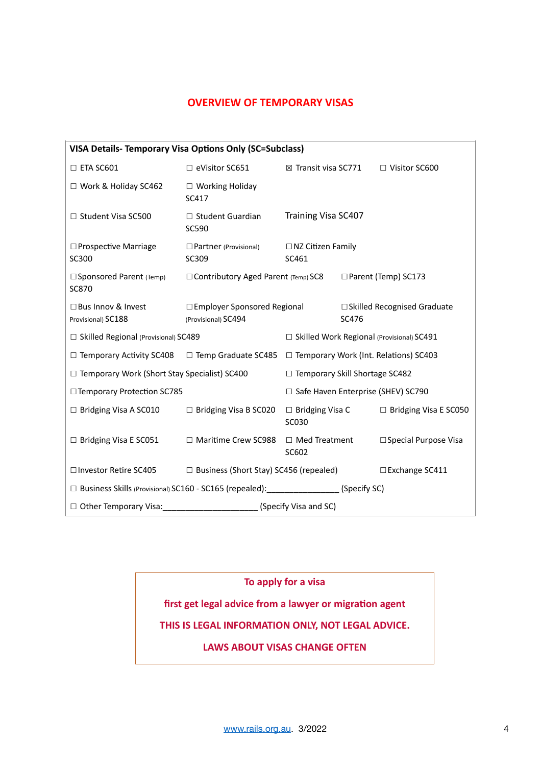## OVERVIEW OF TEMPORARY VISAS

| **VISA Details- Temporary Visa Options Only (SC=Subclass)** | | | |
|---|---|---|---|
| ☐ ETA SC601 | ☐ eVisitor SC651 | ☒ Transit visa SC771 | ☐ Visitor SC600 |
| ☐ Work & Holiday SC462 | ☐ Working Holiday SC417 | | |
| ☐ Student Visa SC500 | ☐ Student Guardian SC590 | Training Visa SC407 | |
| ☐Prospective Marriage SC300 | ☐Partner (Provisional) SC309 | ☐NZ Citizen Family SC461 | |
| ☐Sponsored Parent (Temp) SC870 | ☐Contributory Aged Parent (Temp) SC8 | ☐Parent (Temp) SC173 | |
| ☐Bus Innov & Invest Provisional) SC188 | ☐Employer Sponsored Regional (Provisional) SC494 | ☐Skilled Recognised Graduate SC476 | |
| ☐ Skilled Regional (Provisional) SC489 | | ☐ Skilled Work Regional (Provisional) SC491 | |
| ☐ Temporary Activity SC408 | ☐ Temp Graduate SC485 | ☐ Temporary Work (Int. Relations) SC403 | |
| ☐ Temporary Work (Short Stay Specialist) SC400 | | ☐ Temporary Skill Shortage SC482 | |
| ☐Temporary Protection SC785 | | ☐ Safe Haven Enterprise (SHEV) SC790 | |
| ☐ Bridging Visa A SC010 | ☐ Bridging Visa B SC020 | ☐ Bridging Visa C SC030 | ☐ Bridging Visa E SC050 |
| ☐ Bridging Visa E SC051 | ☐ Maritime Crew SC988 | ☐ Med Treatment SC602 | ☐Special Purpose Visa |
| ☐Investor Retire SC405 | ☐ Business (Short Stay) SC456 (repealed) | | ☐Exchange SC411 |
| ☐ Business Skills (Provisional) SC160 - SC165 (repealed):_______________ (Specify SC) | | | |
| ☐ Other Temporary Visa:____________________ (Specify Visa and SC) | | | |

**To apply for a visa**

**first get legal advice from a lawyer or migration agent**

**THIS IS LEGAL INFORMATION ONLY, NOT LEGAL ADVICE.**

**LAWS ABOUT VISAS CHANGE OFTEN**

www.rails.org.au. 3/2022